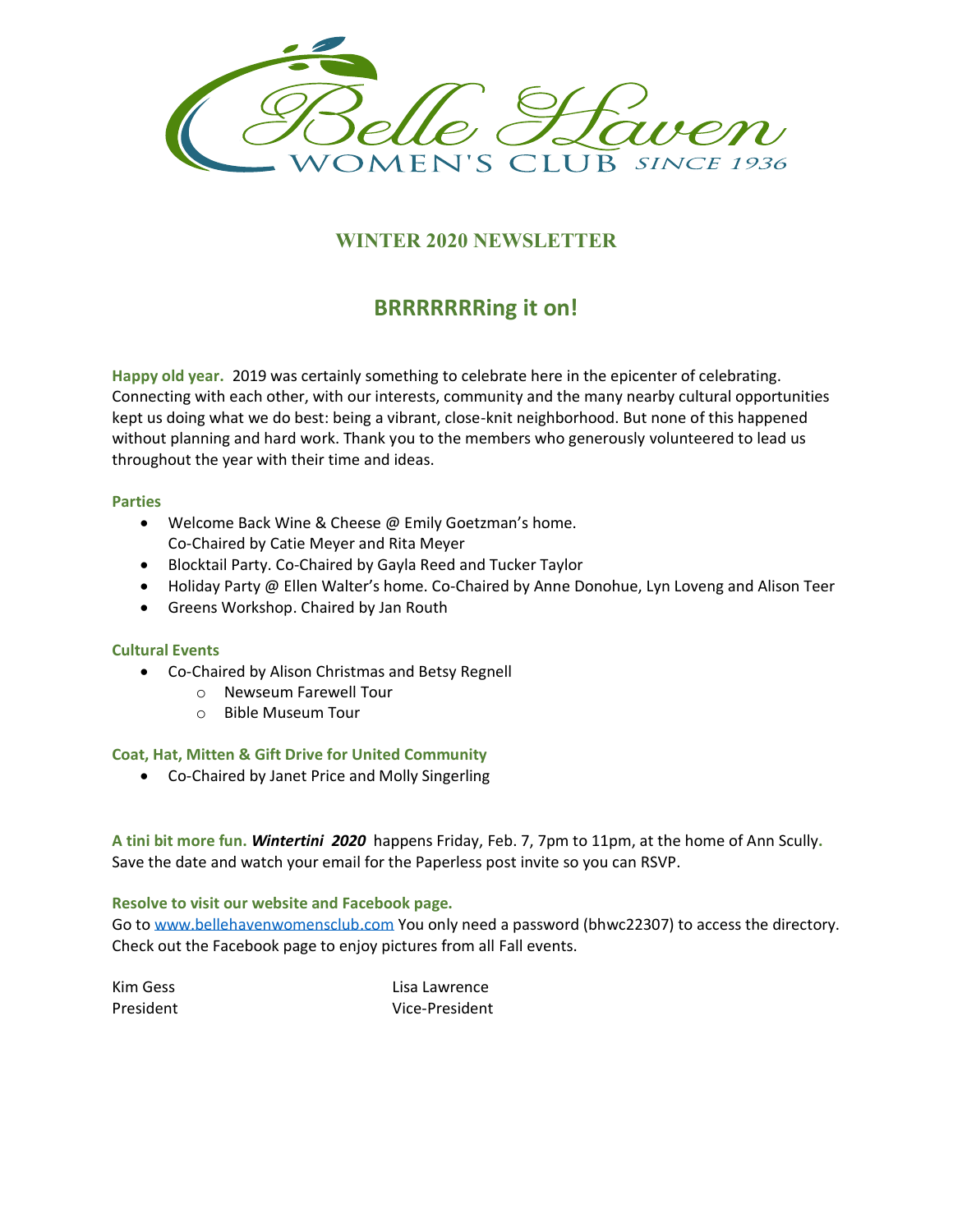Belle Haven WOMEN'S CLUB SINCE 1936

## WINTER 2020 NEWSLETTER

# BRRRRRRRing it on!

**Happy old year.** 2019 was certainly something to celebrate here in the epicenter of celebrating. Connecting with each other, with our interests, community and the many nearby cultural opportunities kept us doing what we do best: being a vibrant, close-knit neighborhood. But none of this happened without planning and hard work. Thank you to the members who generously volunteered to lead us throughout the year with their time and ideas.

**Parties**

- Welcome Back Wine & Cheese @ Emily Goetzman's home.
  Co-Chaired by Catie Meyer and Rita Meyer
- Blocktail Party. Co-Chaired by Gayla Reed and Tucker Taylor
- Holiday Party @ Ellen Walter's home. Co-Chaired by Anne Donohue, Lyn Loveng and Alison Teer
- Greens Workshop. Chaired by Jan Routh

**Cultural Events**

- Co-Chaired by Alison Christmas and Betsy Regnell
  - Newseum Farewell Tour
  - Bible Museum Tour

**Coat, Hat, Mitten & Gift Drive for United Community**

- Co-Chaired by Janet Price and Molly Singerling

**A tini bit more fun.** ***Wintertini 2020*** happens Friday, Feb. 7, 7pm to 11pm, at the home of Ann Scully. Save the date and watch your email for the Paperless post invite so you can RSVP.

**Resolve to visit our website and Facebook page.**
Go to www.bellehavenwomensclub.com You only need a password (bhwc22307) to access the directory. Check out the Facebook page to enjoy pictures from all Fall events.

Kim Gess
President

Lisa Lawrence
Vice-President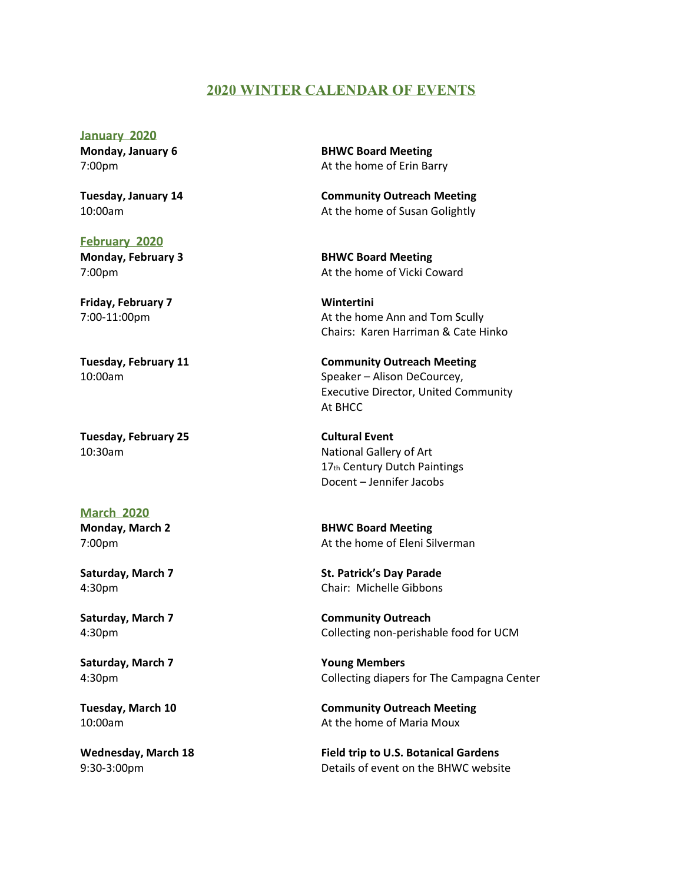# 2020 WINTER CALENDAR OF EVENTS

## January 2020

**Monday, January 6**
7:00pm

**BHWC Board Meeting**
At the home of Erin Barry

**Tuesday, January 14**
10:00am

**Community Outreach Meeting**
At the home of Susan Golightly

## February 2020

**Monday, February 3**
7:00pm

**BHWC Board Meeting**
At the home of Vicki Coward

**Friday, February 7**
7:00-11:00pm

**Wintertini**
At the home Ann and Tom Scully
Chairs: Karen Harriman & Cate Hinko

**Tuesday, February 11**
10:00am

**Community Outreach Meeting**
Speaker – Alison DeCourcey,
Executive Director, United Community
At BHCC

**Tuesday, February 25**
10:30am

**Cultural Event**
National Gallery of Art
17th Century Dutch Paintings
Docent – Jennifer Jacobs

## March 2020

**Monday, March 2**
7:00pm

**BHWC Board Meeting**
At the home of Eleni Silverman

**Saturday, March 7**
4:30pm

**St. Patrick's Day Parade**
Chair: Michelle Gibbons

**Saturday, March 7**
4:30pm

**Community Outreach**
Collecting non-perishable food for UCM

**Saturday, March 7**
4:30pm

**Young Members**
Collecting diapers for The Campagna Center

**Tuesday, March 10**
10:00am

**Community Outreach Meeting**
At the home of Maria Moux

**Wednesday, March 18**
9:30-3:00pm

**Field trip to U.S. Botanical Gardens**
Details of event on the BHWC website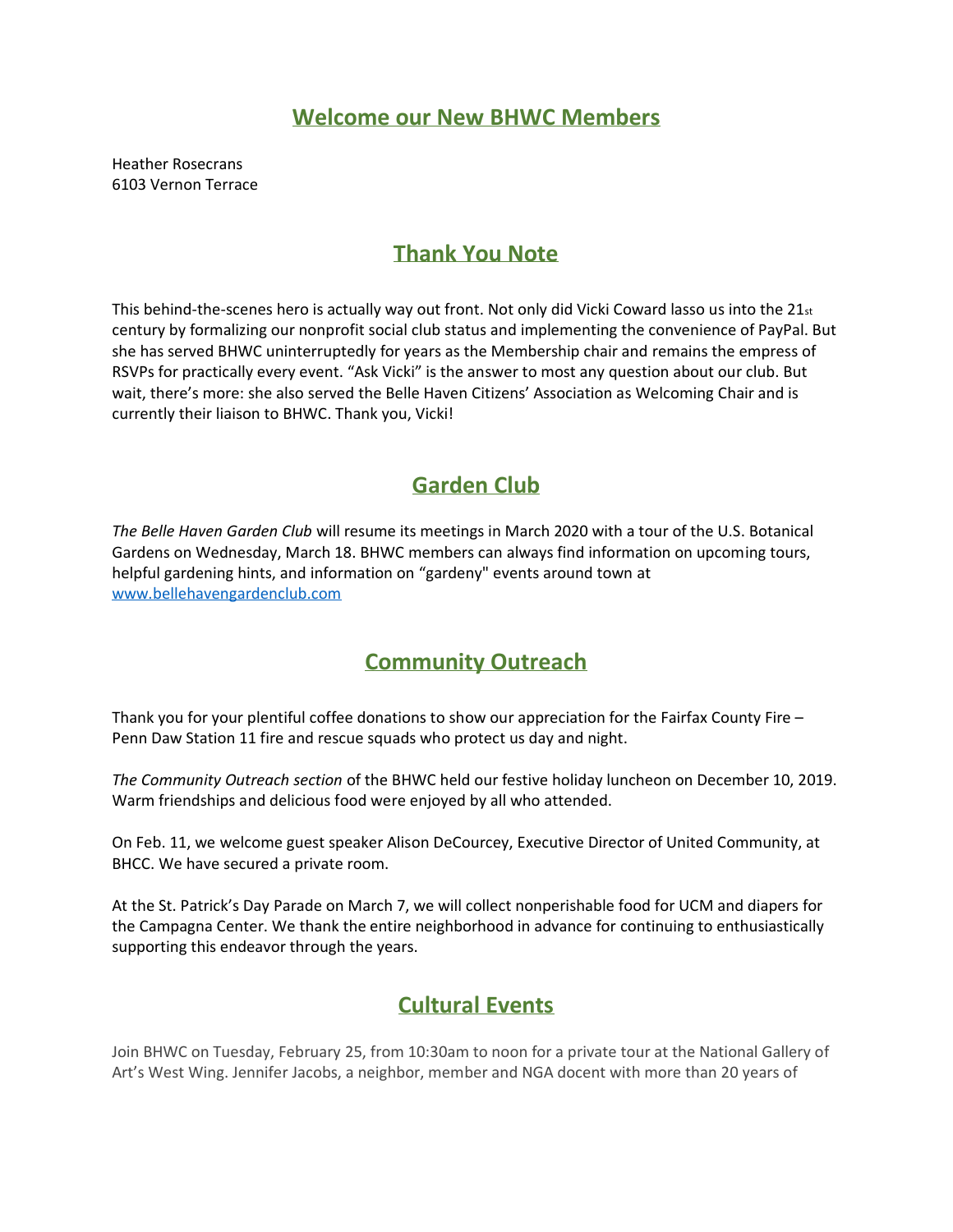## Welcome our New BHWC Members

Heather Rosecrans
6103 Vernon Terrace

## Thank You Note

This behind-the-scenes hero is actually way out front. Not only did Vicki Coward lasso us into the 21st century by formalizing our nonprofit social club status and implementing the convenience of PayPal. But she has served BHWC uninterruptedly for years as the Membership chair and remains the empress of RSVPs for practically every event. "Ask Vicki" is the answer to most any question about our club. But wait, there's more: she also served the Belle Haven Citizens' Association as Welcoming Chair and is currently their liaison to BHWC. Thank you, Vicki!

## Garden Club

*The Belle Haven Garden Club* will resume its meetings in March 2020 with a tour of the U.S. Botanical Gardens on Wednesday, March 18. BHWC members can always find information on upcoming tours, helpful gardening hints, and information on "gardeny" events around town at [www.bellehavengardenclub.com](www.bellehavengardenclub.com)

## Community Outreach

Thank you for your plentiful coffee donations to show our appreciation for the Fairfax County Fire – Penn Daw Station 11 fire and rescue squads who protect us day and night.

*The Community Outreach section* of the BHWC held our festive holiday luncheon on December 10, 2019. Warm friendships and delicious food were enjoyed by all who attended.

On Feb. 11, we welcome guest speaker Alison DeCourcey, Executive Director of United Community, at BHCC. We have secured a private room.

At the St. Patrick's Day Parade on March 7, we will collect nonperishable food for UCM and diapers for the Campagna Center. We thank the entire neighborhood in advance for continuing to enthusiastically supporting this endeavor through the years.

## Cultural Events

Join BHWC on Tuesday, February 25, from 10:30am to noon for a private tour at the National Gallery of Art's West Wing. Jennifer Jacobs, a neighbor, member and NGA docent with more than 20 years of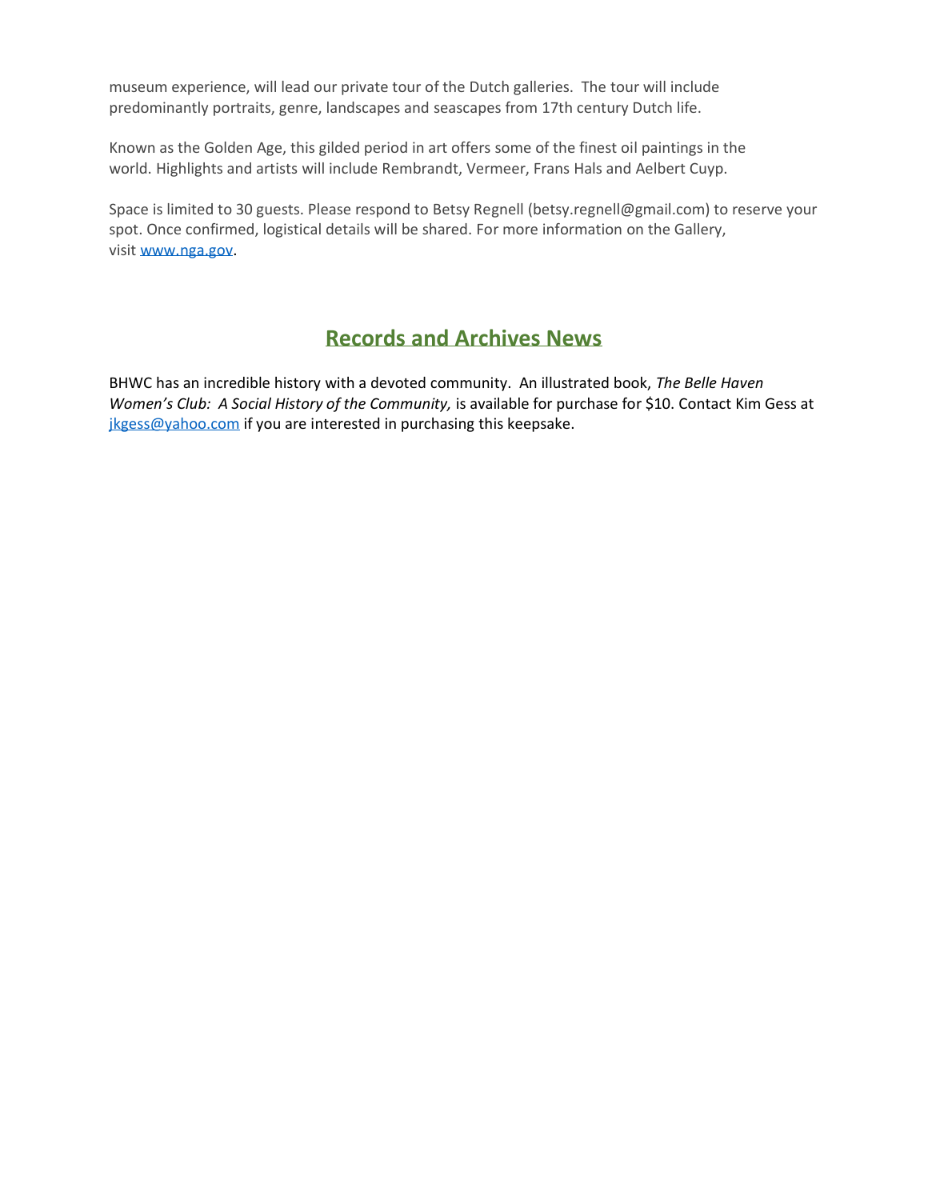museum experience, will lead our private tour of the Dutch galleries. The tour will include predominantly portraits, genre, landscapes and seascapes from 17th century Dutch life.

Known as the Golden Age, this gilded period in art offers some of the finest oil paintings in the world. Highlights and artists will include Rembrandt, Vermeer, Frans Hals and Aelbert Cuyp.

Space is limited to 30 guests. Please respond to Betsy Regnell (betsy.regnell@gmail.com) to reserve your spot. Once confirmed, logistical details will be shared. For more information on the Gallery, visit [www.nga.gov](http://www.nga.gov).

## Records and Archives News

BHWC has an incredible history with a devoted community. An illustrated book, *The Belle Haven Women's Club: A Social History of the Community,* is available for purchase for $10. Contact Kim Gess at [jkgess@yahoo.com](mailto:jkgess@yahoo.com) if you are interested in purchasing this keepsake.